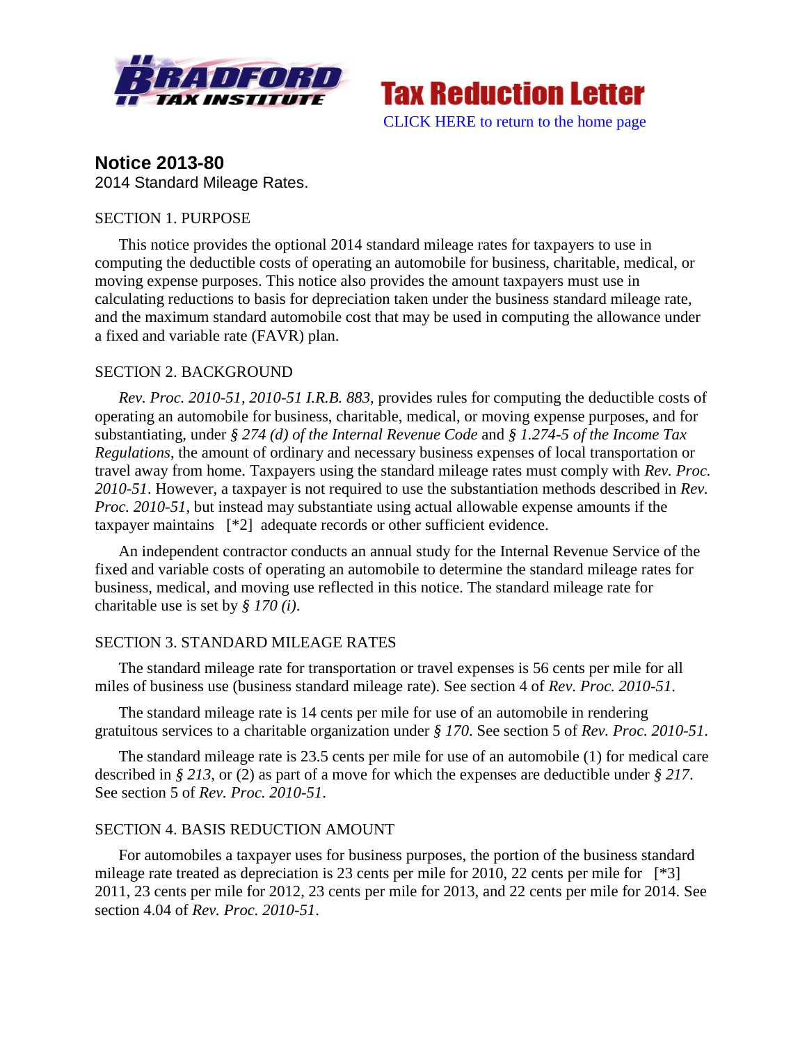**Tax Reduction Letter**

CLICK HERE to return to the home page

## Notice 2013-80

2014 Standard Mileage Rates.

SECTION 1. PURPOSE

This notice provides the optional 2014 standard mileage rates for taxpayers to use in computing the deductible costs of operating an automobile for business, charitable, medical, or moving expense purposes. This notice also provides the amount taxpayers must use in calculating reductions to basis for depreciation taken under the business standard mileage rate, and the maximum standard automobile cost that may be used in computing the allowance under a fixed and variable rate (FAVR) plan.

SECTION 2. BACKGROUND

*Rev. Proc. 2010-51, 2010-51 I.R.B. 883*, provides rules for computing the deductible costs of operating an automobile for business, charitable, medical, or moving expense purposes, and for substantiating, under *§ 274 (d) of the Internal Revenue Code* and *§ 1.274-5 of the Income Tax Regulations*, the amount of ordinary and necessary business expenses of local transportation or travel away from home. Taxpayers using the standard mileage rates must comply with *Rev. Proc. 2010-51*. However, a taxpayer is not required to use the substantiation methods described in *Rev. Proc. 2010-51*, but instead may substantiate using actual allowable expense amounts if the taxpayer maintains [*2] adequate records or other sufficient evidence.

An independent contractor conducts an annual study for the Internal Revenue Service of the fixed and variable costs of operating an automobile to determine the standard mileage rates for business, medical, and moving use reflected in this notice. The standard mileage rate for charitable use is set by *§ 170 (i)*.

SECTION 3. STANDARD MILEAGE RATES

The standard mileage rate for transportation or travel expenses is 56 cents per mile for all miles of business use (business standard mileage rate). See section 4 of *Rev. Proc. 2010-51*.

The standard mileage rate is 14 cents per mile for use of an automobile in rendering gratuitous services to a charitable organization under *§ 170*. See section 5 of *Rev. Proc. 2010-51*.

The standard mileage rate is 23.5 cents per mile for use of an automobile (1) for medical care described in *§ 213*, or (2) as part of a move for which the expenses are deductible under *§ 217*. See section 5 of *Rev. Proc. 2010-51*.

SECTION 4. BASIS REDUCTION AMOUNT

For automobiles a taxpayer uses for business purposes, the portion of the business standard mileage rate treated as depreciation is 23 cents per mile for 2010, 22 cents per mile for [*3] 2011, 23 cents per mile for 2012, 23 cents per mile for 2013, and 22 cents per mile for 2014. See section 4.04 of *Rev. Proc. 2010-51*.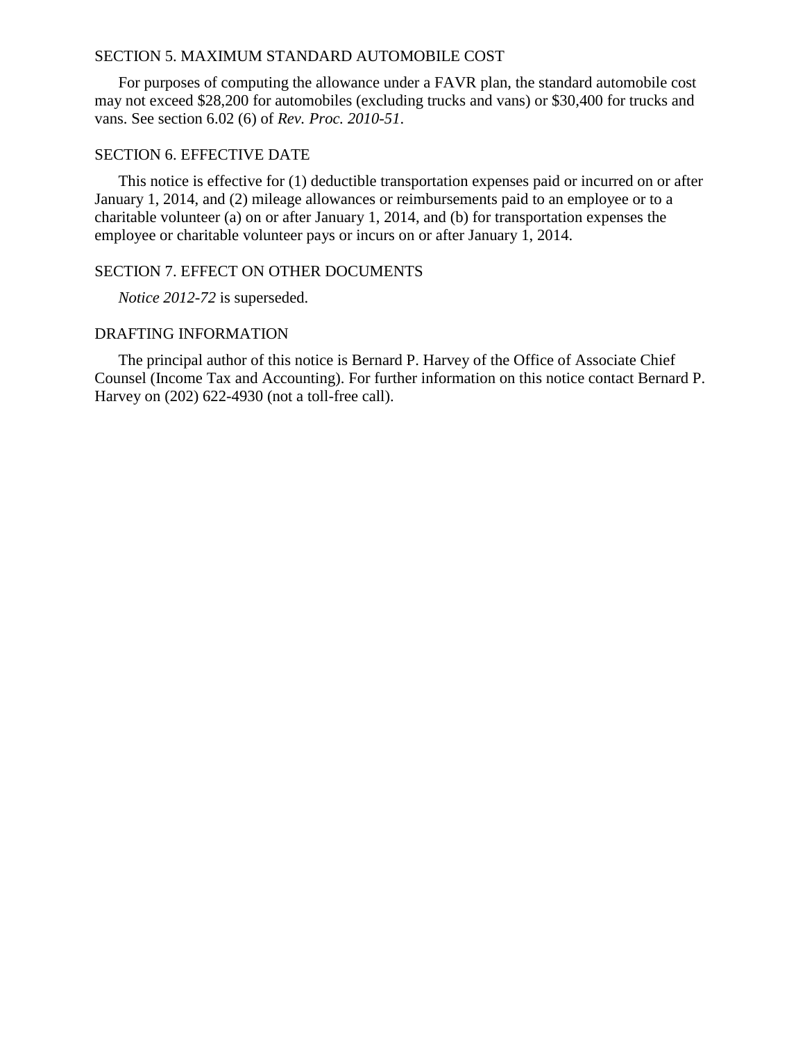## SECTION 5. MAXIMUM STANDARD AUTOMOBILE COST

For purposes of computing the allowance under a FAVR plan, the standard automobile cost may not exceed $28,200 for automobiles (excluding trucks and vans) or $30,400 for trucks and vans. See section 6.02 (6) of *Rev. Proc. 2010-51*.

## SECTION 6. EFFECTIVE DATE

This notice is effective for (1) deductible transportation expenses paid or incurred on or after January 1, 2014, and (2) mileage allowances or reimbursements paid to an employee or to a charitable volunteer (a) on or after January 1, 2014, and (b) for transportation expenses the employee or charitable volunteer pays or incurs on or after January 1, 2014.

## SECTION 7. EFFECT ON OTHER DOCUMENTS

*Notice 2012-72* is superseded.

## DRAFTING INFORMATION

The principal author of this notice is Bernard P. Harvey of the Office of Associate Chief Counsel (Income Tax and Accounting). For further information on this notice contact Bernard P. Harvey on (202) 622-4930 (not a toll-free call).